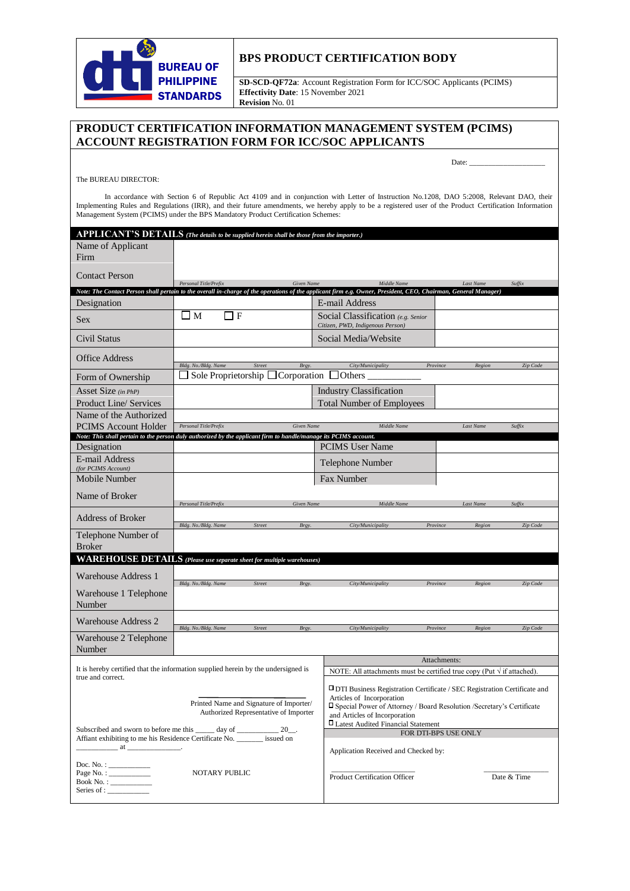**BUREAU OF PHILIPPINE STANDARDS**

## BPS PRODUCT CERTIFICATION BODY

**SD-SCD-QF72a**: Account Registration Form for ICC/SOC Applicants (PCIMS)
**Effectivity Date**: 15 November 2021
**Revision** No. 01

# PRODUCT CERTIFICATION INFORMATION MANAGEMENT SYSTEM (PCIMS) ACCOUNT REGISTRATION FORM FOR ICC/SOC APPLICANTS

Date: ____________________

The BUREAU DIRECTOR:

In accordance with Section 6 of Republic Act 4109 and in conjunction with Letter of Instruction No.1208, DAO 5:2008, Relevant DAO, their Implementing Rules and Regulations (IRR), and their future amendments, we hereby apply to be a registered user of the Product Certification Information Management System (PCIMS) under the BPS Mandatory Product Certification Schemes:

## APPLICANT'S DETAILS *(The details to be supplied herein shall be those from the importer.)*

| | | | |
|---|---|---|---|
| Name of Applicant Firm | | | |
| Contact Person | *Personal Title/Prefix* · *Given Name* · *Middle Name* · *Last Name* · *Suffix* | | |

***Note: The Contact Person shall pertain to the overall in-charge of the operations of the applicant firm e.g. Owner, President, CEO, Chairman, General Manager)***

| | | | |
|---|---|---|---|
| Designation | | E-mail Address | |
| Sex | ☐ M ☐ F | Social Classification *(e.g. Senior Citizen, PWD, Indigenous Person)* | |
| Civil Status | | Social Media/Website | |
| Office Address | *Bldg. No./Bldg. Name* · *Street* · *Brgy.* · *City/Municipality* · *Province* · *Region* · *Zip Code* | | |
| Form of Ownership | ☐ Sole Proprietorship ☐ Corporation ☐ Others __________ | | |
| Asset Size *(in PhP)* | | Industry Classification | |
| Product Line/ Services | | Total Number of Employees | |
| Name of the Authorized PCIMS Account Holder | *Personal Title/Prefix* · *Given Name* · *Middle Name* · *Last Name* · *Suffix* | | |

***Note: This shall pertain to the person duly authorized by the applicant firm to handle/manage its PCIMS account.***

| | | | |
|---|---|---|---|
| Designation | | PCIMS User Name | |
| E-mail Address *(for PCIMS Account)* | | Telephone Number | |
| Mobile Number | | Fax Number | |
| Name of Broker | *Personal Title/Prefix* · *Given Name* · *Middle Name* · *Last Name* · *Suffix* | | |
| Address of Broker | *Bldg. No./Bldg. Name* · *Street* · *Brgy.* · *City/Municipality* · *Province* · *Region* · *Zip Code* | | |
| Telephone Number of Broker | | | |

## WAREHOUSE DETAILS *(Please use separate sheet for multiple warehouses)*

| | |
|---|---|
| Warehouse Address 1 | *Bldg. No./Bldg. Name* · *Street* · *Brgy.* · *City/Municipality* · *Province* · *Region* · *Zip Code* |
| Warehouse 1 Telephone Number | |
| Warehouse Address 2 | *Bldg. No./Bldg. Name* · *Street* · *Brgy.* · *City/Municipality* · *Province* · *Region* · *Zip Code* |
| Warehouse 2 Telephone Number | |

It is hereby certified that the information supplied herein by the undersigned is true and correct.

______________________
Printed Name and Signature of Importer/ Authorized Representative of Importer

Subscribed and sworn to before me this _____ day of ___________ 20__.
Affiant exhibiting to me his Residence Certificate No. _______ issued on ___________ at ______________.

Doc. No. : ___________
Page No. : ___________
Book No. : ___________
Series of : ___________

NOTARY PUBLIC

**Attachments:**

NOTE: All attachments must be certified true copy (Put √ if attached).

- ☐ DTI Business Registration Certificate / SEC Registration Certificate and Articles of Incorporation
- ☐ Special Power of Attorney / Board Resolution /Secretary's Certificate and Articles of Incorporation
- ☐ Latest Audited Financial Statement

**FOR DTI-BPS USE ONLY**

Application Received and Checked by:

______________________ ______________
Product Certification Officer Date & Time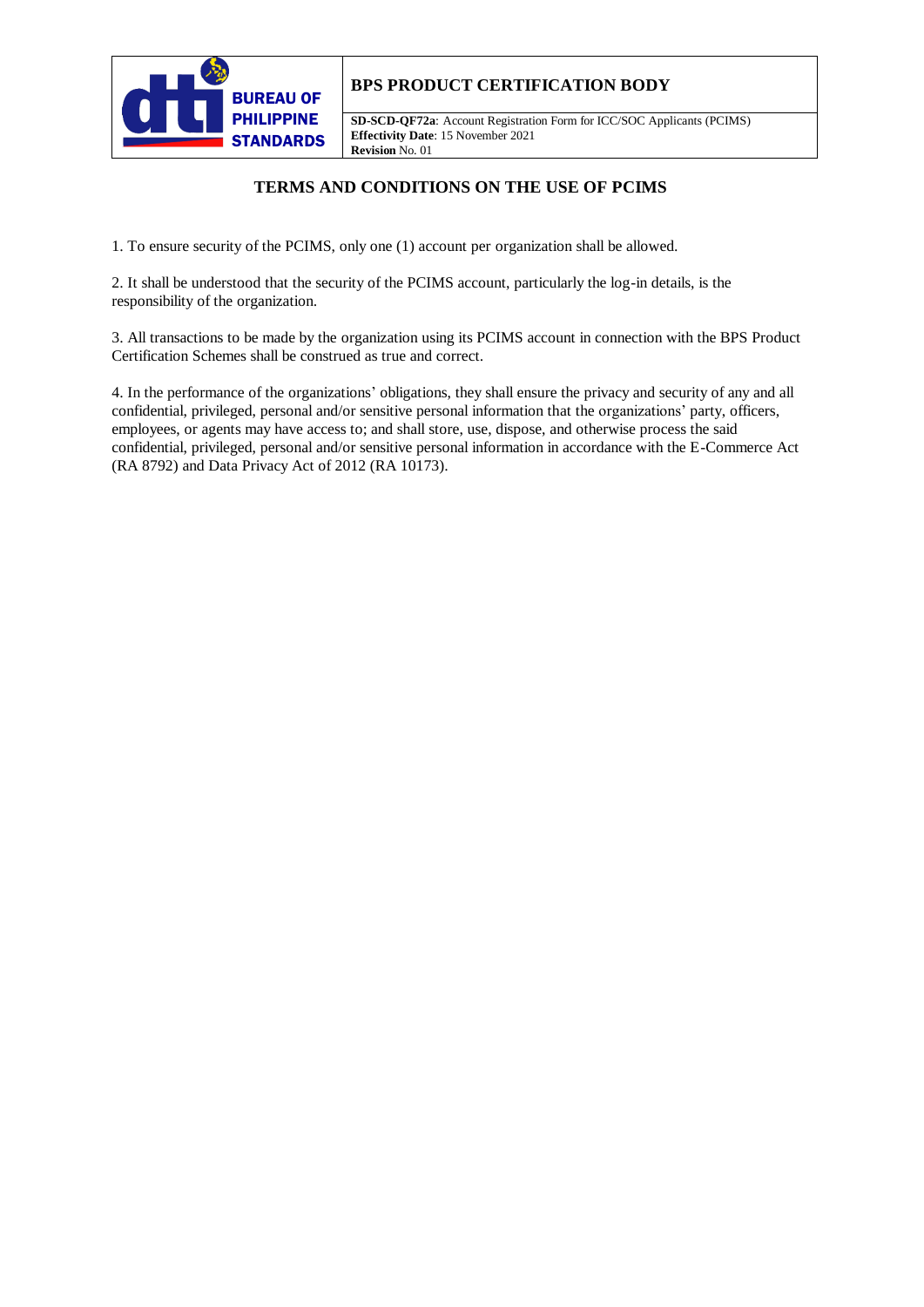## TERMS AND CONDITIONS ON THE USE OF PCIMS

1. To ensure security of the PCIMS, only one (1) account per organization shall be allowed.

2. It shall be understood that the security of the PCIMS account, particularly the log-in details, is the responsibility of the organization.

3. All transactions to be made by the organization using its PCIMS account in connection with the BPS Product Certification Schemes shall be construed as true and correct.

4. In the performance of the organizations' obligations, they shall ensure the privacy and security of any and all confidential, privileged, personal and/or sensitive personal information that the organizations' party, officers, employees, or agents may have access to; and shall store, use, dispose, and otherwise process the said confidential, privileged, personal and/or sensitive personal information in accordance with the E-Commerce Act (RA 8792) and Data Privacy Act of 2012 (RA 10173).